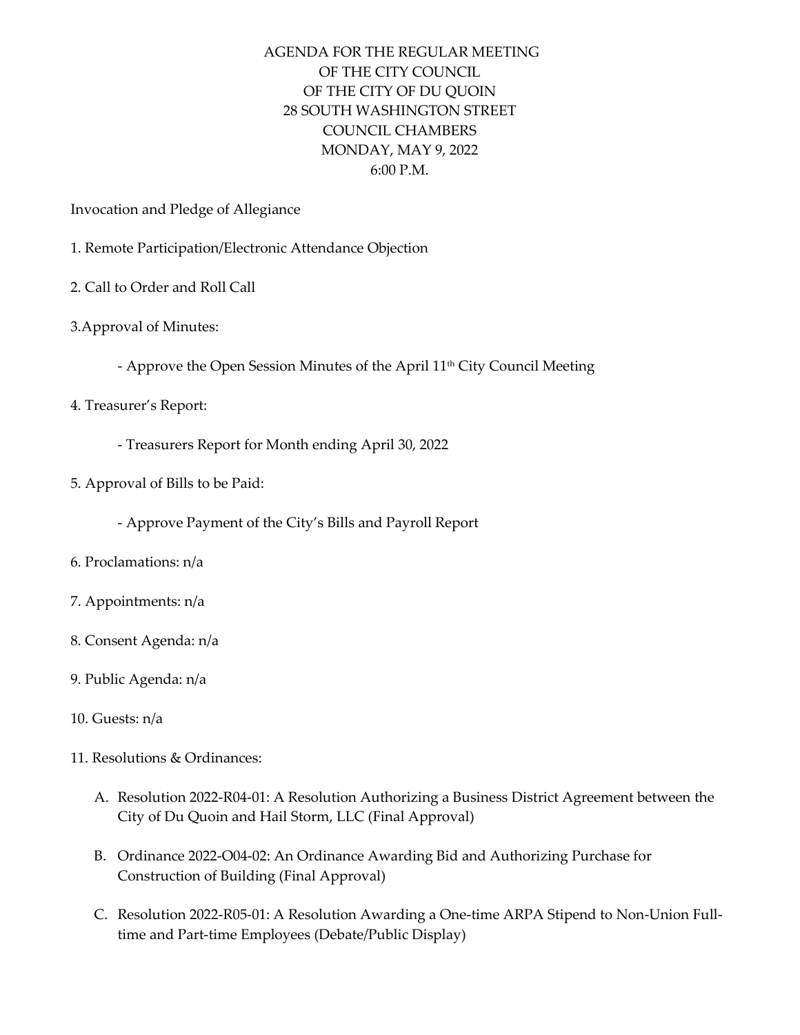# AGENDA FOR THE REGULAR MEETING OF THE CITY COUNCIL OF THE CITY OF DU QUOIN

28 SOUTH WASHINGTON STREET
COUNCIL CHAMBERS
MONDAY, MAY 9, 2022
6:00 P.M.

Invocation and Pledge of Allegiance

1. Remote Participation/Electronic Attendance Objection

2. Call to Order and Roll Call

3. Approval of Minutes:

   - Approve the Open Session Minutes of the April 11th City Council Meeting

4. Treasurer's Report:

   - Treasurers Report for Month ending April 30, 2022

5. Approval of Bills to be Paid:

   - Approve Payment of the City's Bills and Payroll Report

6. Proclamations: n/a

7. Appointments: n/a

8. Consent Agenda: n/a

9. Public Agenda: n/a

10. Guests: n/a

11. Resolutions & Ordinances:

    A. Resolution 2022-R04-01: A Resolution Authorizing a Business District Agreement between the City of Du Quoin and Hail Storm, LLC (Final Approval)

    B. Ordinance 2022-O04-02: An Ordinance Awarding Bid and Authorizing Purchase for Construction of Building (Final Approval)

    C. Resolution 2022-R05-01: A Resolution Awarding a One-time ARPA Stipend to Non-Union Full-time and Part-time Employees (Debate/Public Display)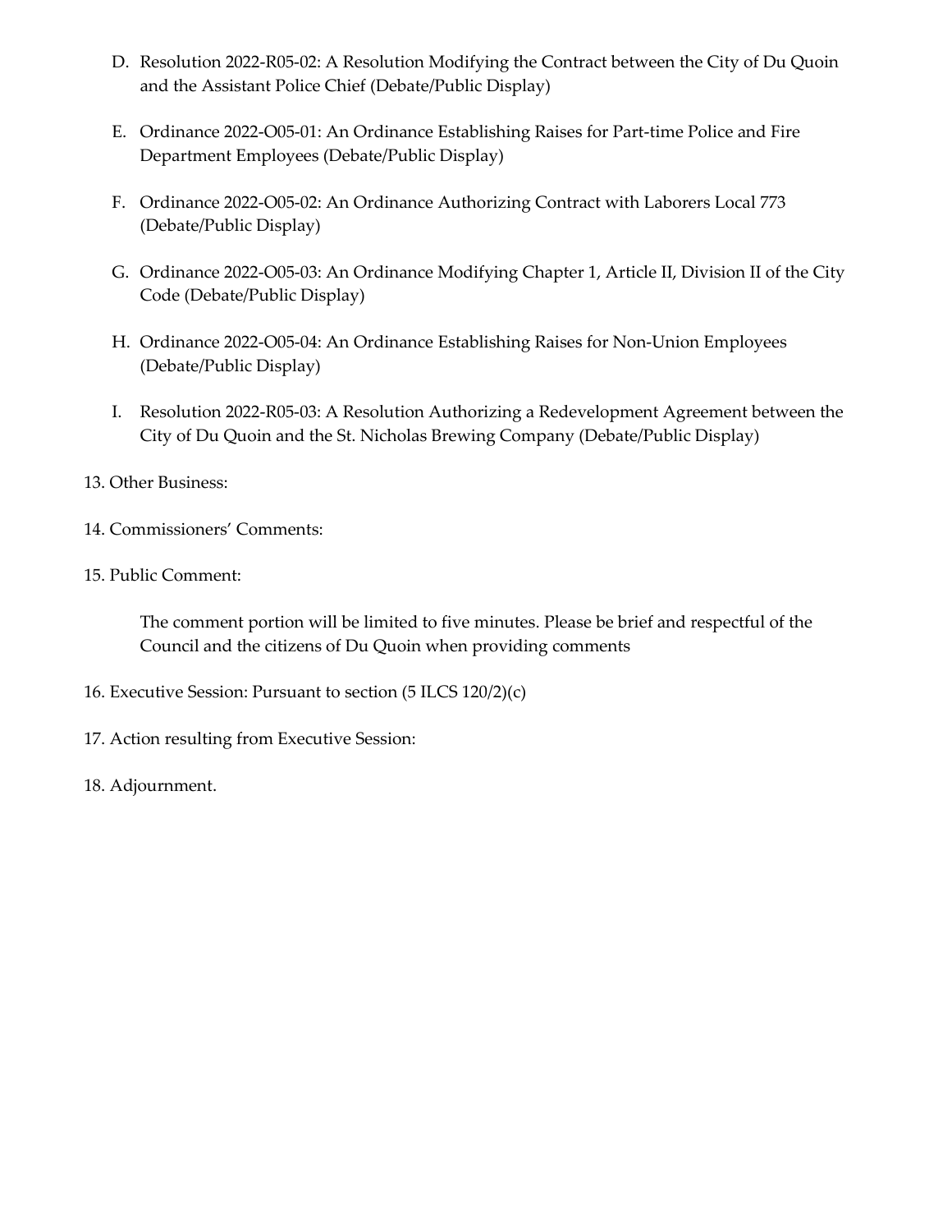D. Resolution 2022-R05-02: A Resolution Modifying the Contract between the City of Du Quoin and the Assistant Police Chief (Debate/Public Display)

E. Ordinance 2022-O05-01: An Ordinance Establishing Raises for Part-time Police and Fire Department Employees (Debate/Public Display)

F. Ordinance 2022-O05-02: An Ordinance Authorizing Contract with Laborers Local 773 (Debate/Public Display)

G. Ordinance 2022-O05-03: An Ordinance Modifying Chapter 1, Article II, Division II of the City Code (Debate/Public Display)

H. Ordinance 2022-O05-04: An Ordinance Establishing Raises for Non-Union Employees (Debate/Public Display)

I. Resolution 2022-R05-03: A Resolution Authorizing a Redevelopment Agreement between the City of Du Quoin and the St. Nicholas Brewing Company (Debate/Public Display)

13. Other Business:

14. Commissioners' Comments:

15. Public Comment:

    The comment portion will be limited to five minutes. Please be brief and respectful of the Council and the citizens of Du Quoin when providing comments

16. Executive Session: Pursuant to section (5 ILCS 120/2)(c)

17. Action resulting from Executive Session:

18. Adjournment.